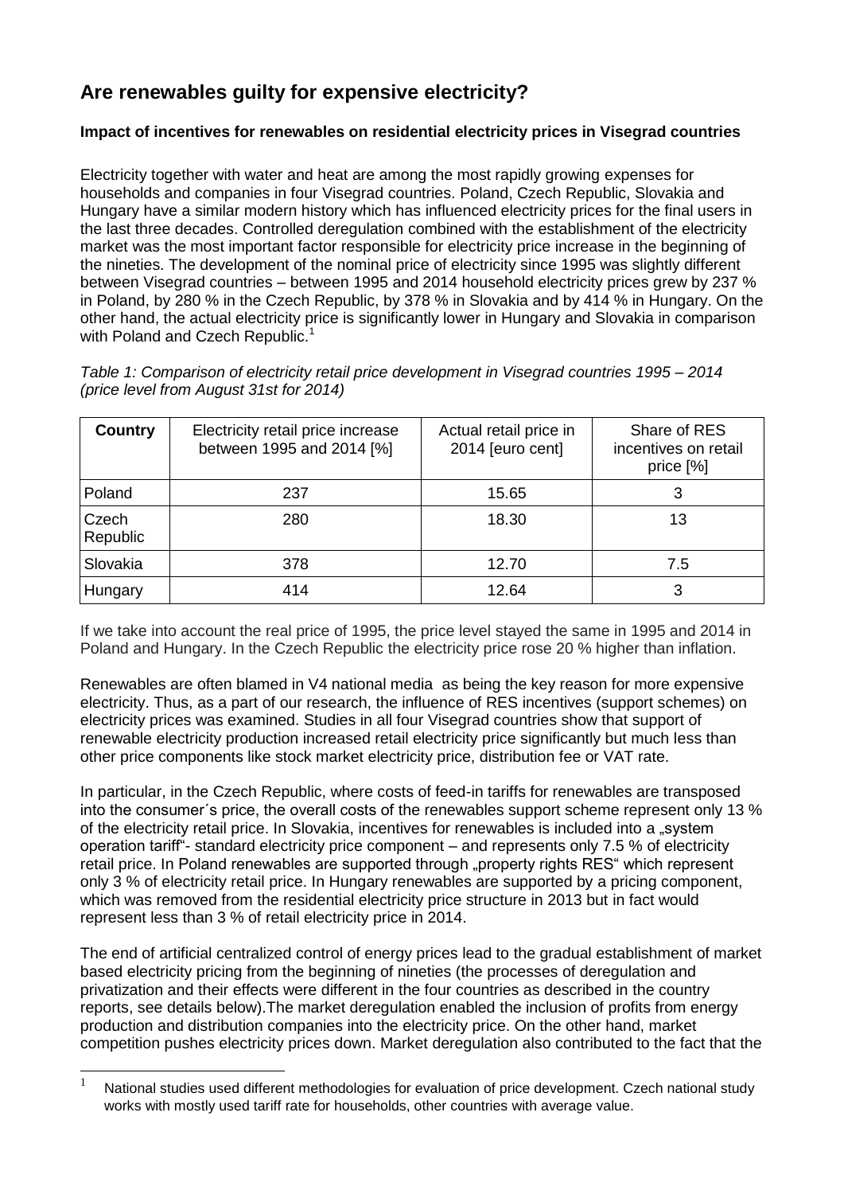# Are renewables guilty for expensive electricity?

**Impact of incentives for renewables on residential electricity prices in Visegrad countries**

Electricity together with water and heat are among the most rapidly growing expenses for households and companies in four Visegrad countries. Poland, Czech Republic, Slovakia and Hungary have a similar modern history which has influenced electricity prices for the final users in the last three decades. Controlled deregulation combined with the establishment of the electricity market was the most important factor responsible for electricity price increase in the beginning of the nineties. The development of the nominal price of electricity since 1995 was slightly different between Visegrad countries – between 1995 and 2014 household electricity prices grew by 237 % in Poland, by 280 % in the Czech Republic, by 378 % in Slovakia and by 414 % in Hungary. On the other hand, the actual electricity price is significantly lower in Hungary and Slovakia in comparison with Poland and Czech Republic.[1]

*Table 1: Comparison of electricity retail price development in Visegrad countries 1995 – 2014 (price level from August 31st for 2014)*

| Country | Electricity retail price increase between 1995 and 2014 [%] | Actual retail price in 2014 [euro cent] | Share of RES incentives on retail price [%] |
|---|---|---|---|
| Poland | 237 | 15.65 | 3 |
| Czech Republic | 280 | 18.30 | 13 |
| Slovakia | 378 | 12.70 | 7.5 |
| Hungary | 414 | 12.64 | 3 |

If we take into account the real price of 1995, the price level stayed the same in 1995 and 2014 in Poland and Hungary. In the Czech Republic the electricity price rose 20 % higher than inflation.

Renewables are often blamed in V4 national media as being the key reason for more expensive electricity. Thus, as a part of our research, the influence of RES incentives (support schemes) on electricity prices was examined. Studies in all four Visegrad countries show that support of renewable electricity production increased retail electricity price significantly but much less than other price components like stock market electricity price, distribution fee or VAT rate.

In particular, in the Czech Republic, where costs of feed-in tariffs for renewables are transposed into the consumer´s price, the overall costs of the renewables support scheme represent only 13 % of the electricity retail price. In Slovakia, incentives for renewables is included into a „system operation tariff"- standard electricity price component – and represents only 7.5 % of electricity retail price. In Poland renewables are supported through „property rights RES" which represent only 3 % of electricity retail price. In Hungary renewables are supported by a pricing component, which was removed from the residential electricity price structure in 2013 but in fact would represent less than 3 % of retail electricity price in 2014.

The end of artificial centralized control of energy prices lead to the gradual establishment of market based electricity pricing from the beginning of nineties (the processes of deregulation and privatization and their effects were different in the four countries as described in the country reports, see details below).The market deregulation enabled the inclusion of profits from energy production and distribution companies into the electricity price. On the other hand, market competition pushes electricity prices down. Market deregulation also contributed to the fact that the

[1] National studies used different methodologies for evaluation of price development. Czech national study works with mostly used tariff rate for households, other countries with average value.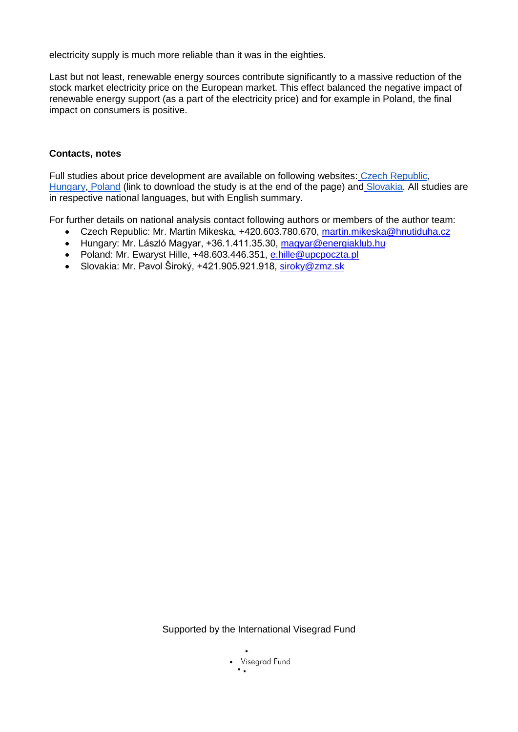electricity supply is much more reliable than it was in the eighties.

Last but not least, renewable energy sources contribute significantly to a massive reduction of the stock market electricity price on the European market. This effect balanced the negative impact of renewable energy support (as a part of the electricity price) and for example in Poland, the final impact on consumers is positive.

**Contacts, notes**

Full studies about price development are available on following websites: Czech Republic, Hungary, Poland (link to download the study is at the end of the page) and Slovakia. All studies are in respective national languages, but with English summary.

For further details on national analysis contact following authors or members of the author team:

- Czech Republic: Mr. Martin Mikeska, +420.603.780.670, martin.mikeska@hnutiduha.cz
- Hungary: Mr. László Magyar, +36.1.411.35.30, magyar@energiaklub.hu
- Poland: Mr. Ewaryst Hille, +48.603.446.351, e.hille@upcpoczta.pl
- Slovakia: Mr. Pavol Široký, +421.905.921.918, siroky@zmz.sk

Supported by the International Visegrad Fund

Visegrad Fund